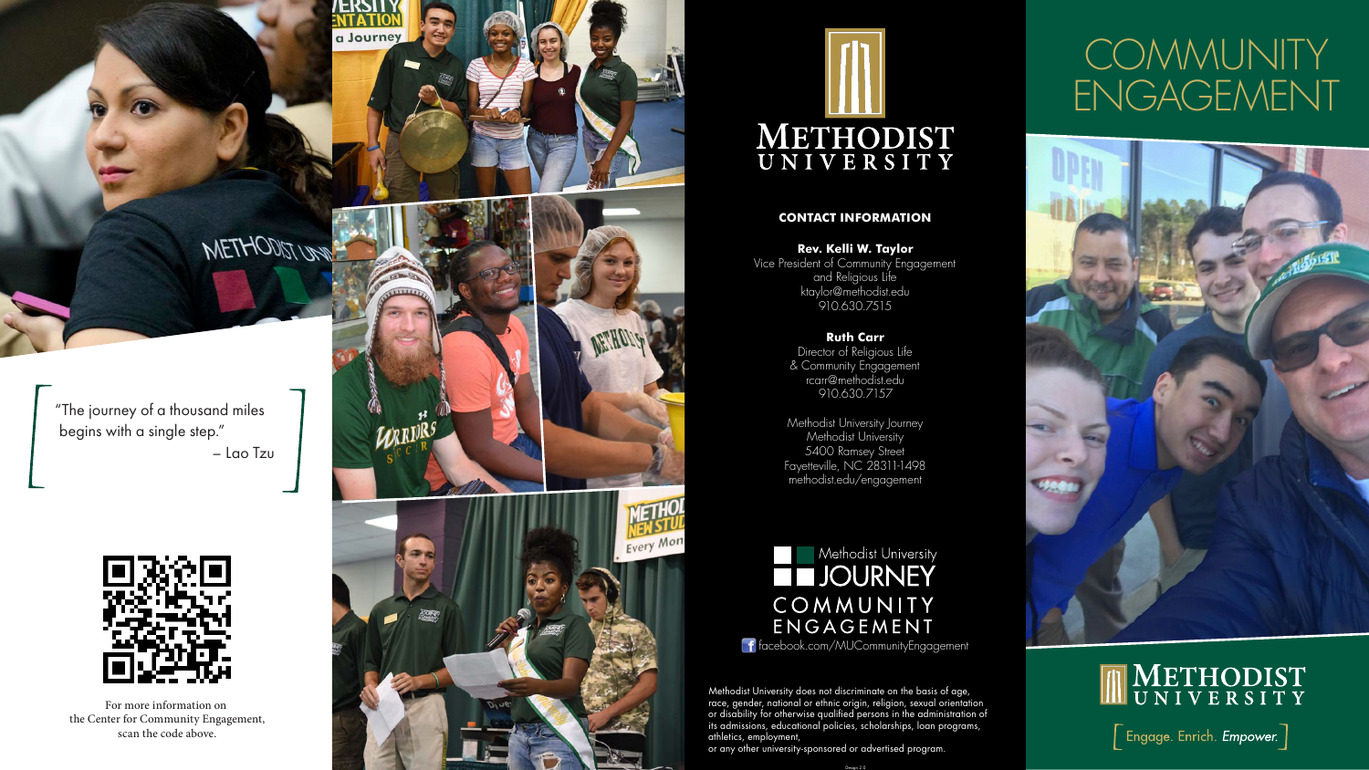"The journey of a thousand miles begins with a single step."
– Lao Tzu

For more information on the Center for Community Engagement, scan the code above.

METHODIST UNIVERSITY

**CONTACT INFORMATION**

**Rev. Kelli W. Taylor**
Vice President of Community Engagement and Religious Life
ktaylor@methodist.edu
910.630.7515

**Ruth Carr**
Director of Religious Life & Community Engagement
rcarr@methodist.edu
910.630.7157

Methodist University Journey
Methodist University
5400 Ramsey Street
Fayetteville, NC 28311-1498
methodist.edu/engagement

Methodist University
JOURNEY
COMMUNITY ENGAGEMENT
facebook.com/MUCommunityEngagement

Methodist University does not discriminate on the basis of age, race, gender, national or ethnic origin, religion, sexual orientation or disability for otherwise qualified persons in the administration of its admissions, educational policies, scholarships, loan programs, athletics, employment,
or any other university-sponsored or advertised program.

# COMMUNITY ENGAGEMENT

METHODIST UNIVERSITY

[ Engage. Enrich. *Empower.* ]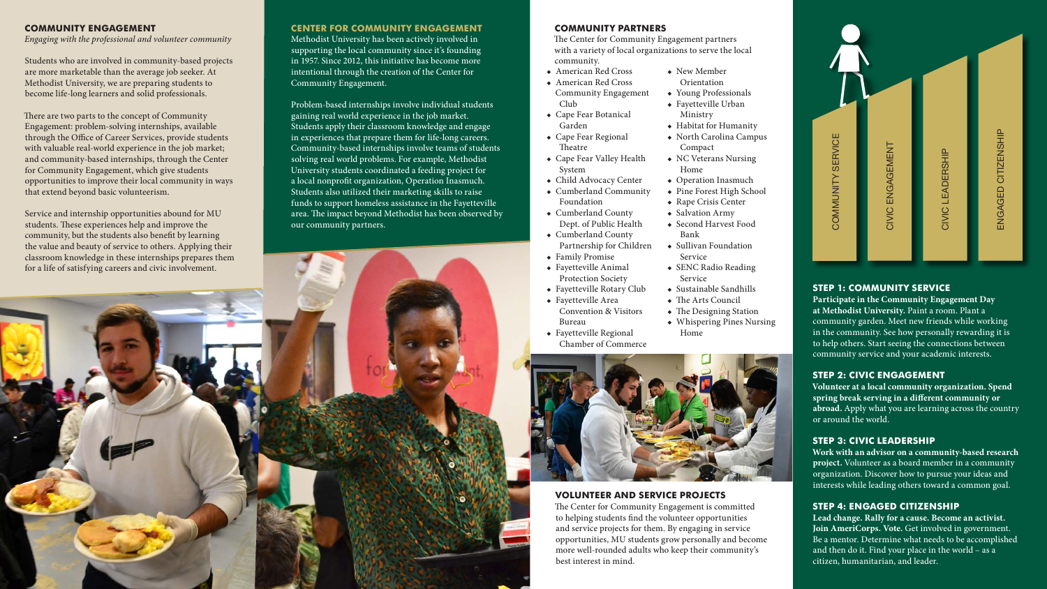## COMMUNITY ENGAGEMENT

*Engaging with the professional and volunteer community*

Students who are involved in community-based projects are more marketable than the average job seeker. At Methodist University, we are preparing students to become life-long learners and solid professionals.

There are two parts to the concept of Community Engagement: problem-solving internships, available through the Office of Career Services, provide students with valuable real-world experience in the job market; and community-based internships, through the Center for Community Engagement, which give students opportunities to improve their local community in ways that extend beyond basic volunteerism.

Service and internship opportunities abound for MU students. These experiences help and improve the community, but the students also benefit by learning the value and beauty of service to others. Applying their classroom knowledge in these internships prepares them for a life of satisfying careers and civic involvement.

## CENTER FOR COMMUNITY ENGAGEMENT

Methodist University has been actively involved in supporting the local community since it's founding in 1957. Since 2012, this initiative has become more intentional through the creation of the Center for Community Engagement.

Problem-based internships involve individual students gaining real world experience in the job market. Students apply their classroom knowledge and engage in experiences that prepare them for life-long careers. Community-based internships involve teams of students solving real world problems. For example, Methodist University students coordinated a feeding project for a local nonprofit organization, Operation Inasmuch. Students also utilized their marketing skills to raise funds to support homeless assistance in the Fayetteville area. The impact beyond Methodist has been observed by our community partners.

## COMMUNITY PARTNERS

The Center for Community Engagement partners with a variety of local organizations to serve the local community.

- American Red Cross
- American Red Cross Community Engagement Club
- Cape Fear Botanical Garden
- Cape Fear Regional Theatre
- Cape Fear Valley Health System
- Child Advocacy Center
- Cumberland Community Foundation
- Cumberland County Dept. of Public Health
- Cumberland County Partnership for Children
- Family Promise
- Fayetteville Animal Protection Society
- Fayetteville Rotary Club
- Fayetteville Area Convention & Visitors Bureau
- Fayetteville Regional Chamber of Commerce
- New Member Orientation
- Young Professionals
- Fayetteville Urban Ministry
- Habitat for Humanity
- North Carolina Campus Compact
- NC Veterans Nursing Home
- Operation Inasmuch
- Pine Forest High School
- Rape Crisis Center
- Salvation Army
- Second Harvest Food Bank
- Sullivan Foundation Service
- SENC Radio Reading Service
- Sustainable Sandhills
- The Arts Council
- The Designing Station
- Whispering Pines Nursing Home

## VOLUNTEER AND SERVICE PROJECTS

The Center for Community Engagement is committed to helping students find the volunteer opportunities and service projects for them. By engaging in service opportunities, MU students grow personally and become more well-rounded adults who keep their community's best interest in mind.

COMMUNITY SERVICE
CIVIC ENGAGEMENT
CIVIC LEADERSHIP
ENGAGED CITIZENSHIP

### STEP 1: COMMUNITY SERVICE

**Participate in the Community Engagement Day at Methodist University.** Paint a room. Plant a community garden. Meet new friends while working in the community. See how personally rewarding it is to help others. Start seeing the connections between community service and your academic interests.

### STEP 2: CIVIC ENGAGEMENT

**Volunteer at a local community organization. Spend spring break serving in a different community or abroad.** Apply what you are learning across the country or around the world.

### STEP 3: CIVIC LEADERSHIP

**Work with an advisor on a community-based research project.** Volunteer as a board member in a community organization. Discover how to pursue your ideas and interests while leading others toward a common goal.

### STEP 4: ENGAGED CITIZENSHIP

**Lead change. Rally for a cause. Become an activist. Join AmeriCorps. Vote.** Get involved in government. Be a mentor. Determine what needs to be accomplished and then do it. Find your place in the world – as a citizen, humanitarian, and leader.